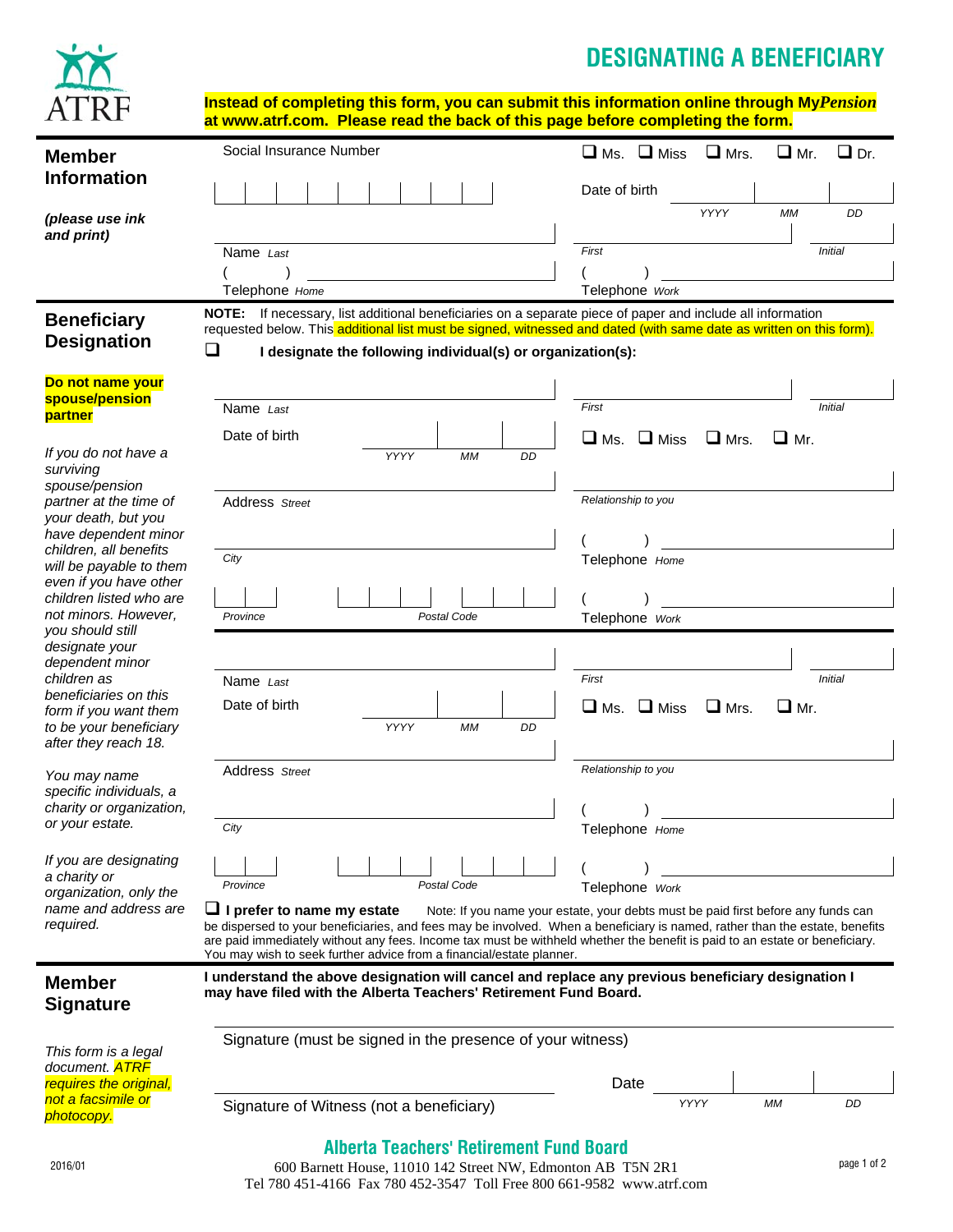ATRF

# DESIGNATING A BENEFICIARY

**Instead of completing this form, you can submit this information online through My*Pension* at www.atrf.com. Please read the back of this page before completing the form.**

## Member Information

*(please use ink and print)*

Social Insurance Number

☐ Ms. ☐ Miss ☐ Mrs. ☐ Mr. ☐ Dr.

Date of birth *YYYY* *MM* *DD*

Name *Last* *First* *Initial*

( ) Telephone *Home*

( ) Telephone *Work*

## Beneficiary Designation

**Do not name your spouse/pension partner**

*If you do not have a surviving spouse/pension partner at the time of your death, but you have dependent minor children, all benefits will be payable to them even if you have other children listed who are not minors. However, you should still designate your dependent minor children as beneficiaries on this form if you want them to be your beneficiary after they reach 18.*

*You may name specific individuals, a charity or organization, or your estate.*

*If you are designating a charity or organization, only the name and address are required.*

**NOTE:** If necessary, list additional beneficiaries on a separate piece of paper and include all information requested below. This additional list must be signed, witnessed and dated (with same date as written on this form).

☐ **I designate the following individual(s) or organization(s):**

Name *Last* *First* *Initial*

Date of birth *YYYY* *MM* *DD*

☐ Ms. ☐ Miss ☐ Mrs. ☐ Mr.

Address *Street*

*Relationship to you*

*City*

( ) Telephone *Home*

*Province* *Postal Code*

( ) Telephone *Work*

---

Name *Last* *First* *Initial*

Date of birth *YYYY* *MM* *DD*

☐ Ms. ☐ Miss ☐ Mrs. ☐ Mr.

Address *Street*

*Relationship to you*

*City*

( ) Telephone *Home*

*Province* *Postal Code*

( ) Telephone *Work*

☐ **I prefer to name my estate** Note: If you name your estate, your debts must be paid first before any funds can be dispersed to your beneficiaries, and fees may be involved. When a beneficiary is named, rather than the estate, benefits are paid immediately without any fees. Income tax must be withheld whether the benefit is paid to an estate or beneficiary. You may wish to seek further advice from a financial/estate planner.

## Member Signature

*This form is a legal document. ATRF requires the original, not a facsimile or photocopy.*

**I understand the above designation will cancel and replace any previous beneficiary designation I may have filed with the Alberta Teachers' Retirement Fund Board.**

Signature (must be signed in the presence of your witness)

Signature of Witness (not a beneficiary)

Date *YYYY* *MM* *DD*

**Alberta Teachers' Retirement Fund Board**

600 Barnett House, 11010 142 Street NW, Edmonton AB T5N 2R1
Tel 780 451-4166 Fax 780 452-3547 Toll Free 800 661-9582 www.atrf.com

2016/01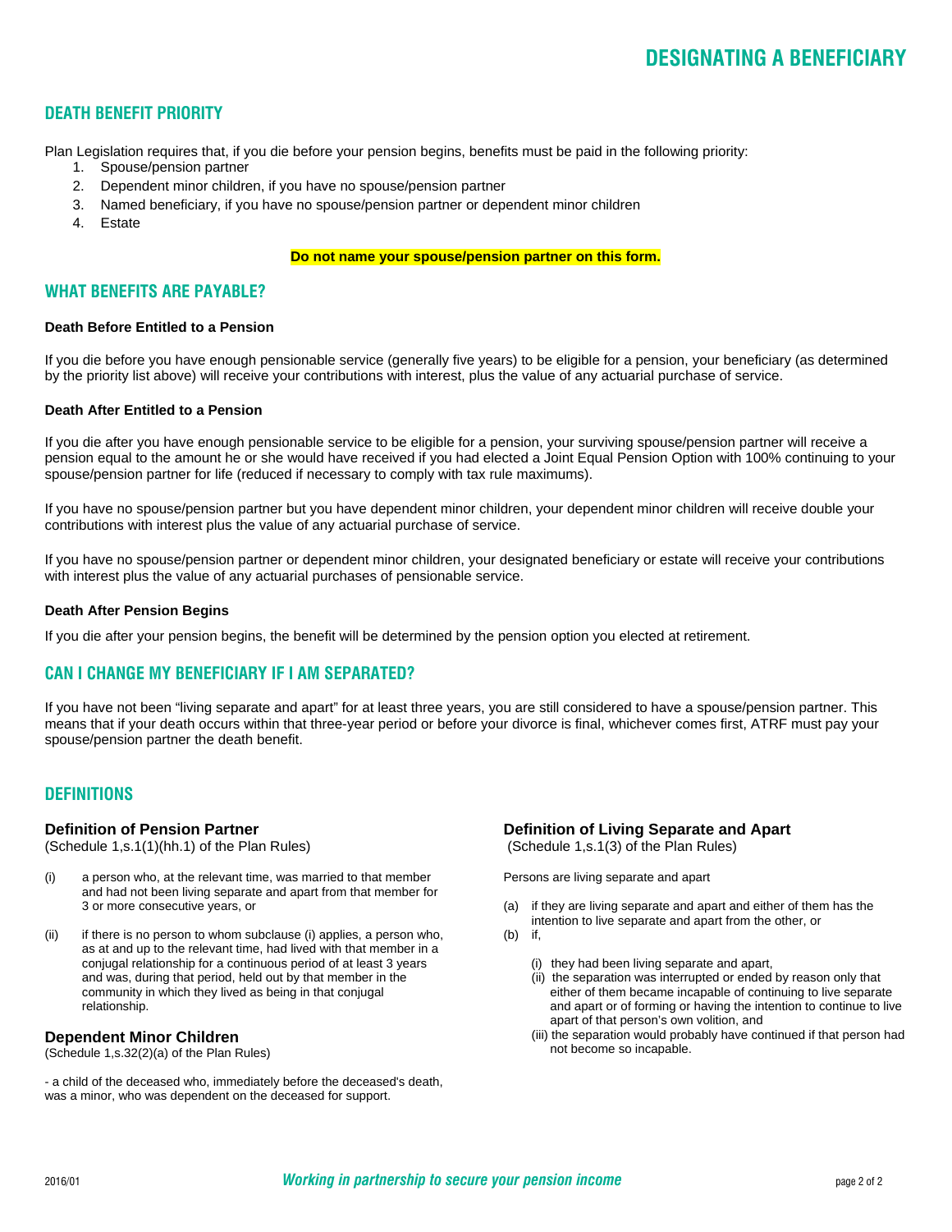# DESIGNATING A BENEFICIARY

## DEATH BENEFIT PRIORITY

Plan Legislation requires that, if you die before your pension begins, benefits must be paid in the following priority:

1. Spouse/pension partner
2. Dependent minor children, if you have no spouse/pension partner
3. Named beneficiary, if you have no spouse/pension partner or dependent minor children
4. Estate

**Do not name your spouse/pension partner on this form.**

## WHAT BENEFITS ARE PAYABLE?

### Death Before Entitled to a Pension

If you die before you have enough pensionable service (generally five years) to be eligible for a pension, your beneficiary (as determined by the priority list above) will receive your contributions with interest, plus the value of any actuarial purchase of service.

### Death After Entitled to a Pension

If you die after you have enough pensionable service to be eligible for a pension, your surviving spouse/pension partner will receive a pension equal to the amount he or she would have received if you had elected a Joint Equal Pension Option with 100% continuing to your spouse/pension partner for life (reduced if necessary to comply with tax rule maximums).

If you have no spouse/pension partner but you have dependent minor children, your dependent minor children will receive double your contributions with interest plus the value of any actuarial purchase of service.

If you have no spouse/pension partner or dependent minor children, your designated beneficiary or estate will receive your contributions with interest plus the value of any actuarial purchases of pensionable service.

### Death After Pension Begins

If you die after your pension begins, the benefit will be determined by the pension option you elected at retirement.

## CAN I CHANGE MY BENEFICIARY IF I AM SEPARATED?

If you have not been “living separate and apart” for at least three years, you are still considered to have a spouse/pension partner. This means that if your death occurs within that three-year period or before your divorce is final, whichever comes first, ATRF must pay your spouse/pension partner the death benefit.

## DEFINITIONS

### Definition of Pension Partner

(Schedule 1,s.1(1)(hh.1) of the Plan Rules)

(i) a person who, at the relevant time, was married to that member and had not been living separate and apart from that member for 3 or more consecutive years, or

(ii) if there is no person to whom subclause (i) applies, a person who, as at and up to the relevant time, had lived with that member in a conjugal relationship for a continuous period of at least 3 years and was, during that period, held out by that member in the community in which they lived as being in that conjugal relationship.

### Dependent Minor Children

(Schedule 1,s.32(2)(a) of the Plan Rules)

- a child of the deceased who, immediately before the deceased's death, was a minor, who was dependent on the deceased for support.

### Definition of Living Separate and Apart

(Schedule 1,s.1(3) of the Plan Rules)

Persons are living separate and apart

(a) if they are living separate and apart and either of them has the intention to live separate and apart from the other, or

(b) if,

(i) they had been living separate and apart,

(ii) the separation was interrupted or ended by reason only that either of them became incapable of continuing to live separate and apart or of forming or having the intention to continue to live apart of that person's own volition, and

(iii) the separation would probably have continued if that person had not become so incapable.

2016/01

*Working in partnership to secure your pension income*